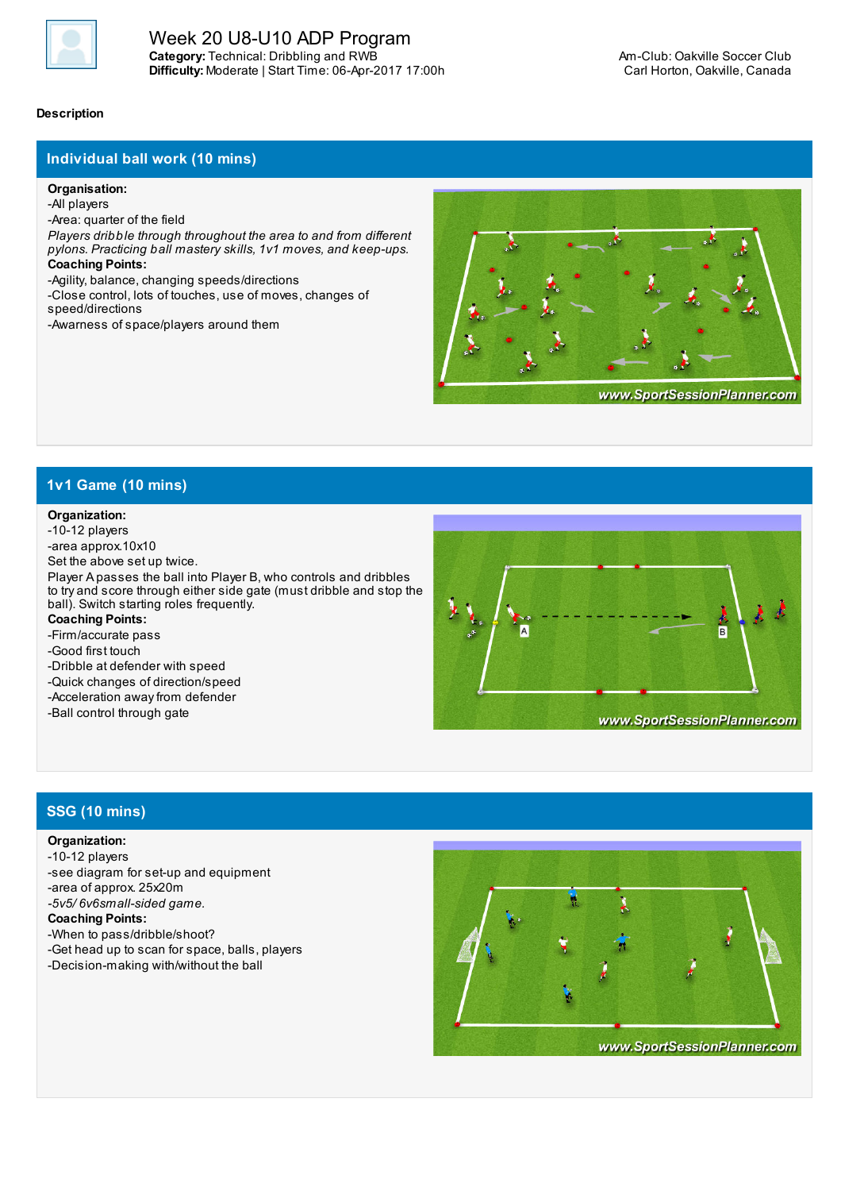# Week 20 U8-U10 ADP Program

**Category:** Technical: Dribbling and RWB
**Difficulty:** Moderate | Start Time: 06-Apr-2017 17:00h

Am-Club: Oakville Soccer Club
Carl Horton, Oakville, Canada

**Description**

## Individual ball work (10 mins)

**Organisation:**
-All players
-Area: quarter of the field
*Players dribble through throughout the area to and from different pylons. Practicing ball mastery skills, 1v1 moves, and keep-ups.*
**Coaching Points:**
-Agility, balance, changing speeds/directions
-Close control, lots of touches, use of moves, changes of speed/directions
-Awarness of space/players around them

## 1v1 Game (10 mins)

**Organization:**
-10-12 players
-area approx.10x10
Set the above set up twice.
Player A passes the ball into Player B, who controls and dribbles to try and score through either side gate (must dribble and stop the ball). Switch starting roles frequently.
**Coaching Points:**
-Firm/accurate pass
-Good first touch
-Dribble at defender with speed
-Quick changes of direction/speed
-Acceleration away from defender
-Ball control through gate

## SSG (10 mins)

**Organization:**
-10-12 players
-see diagram for set-up and equipment
-area of approx. 25x20m
*-5v5/ 6v6small-sided game.*
**Coaching Points:**
-When to pass/dribble/shoot?
-Get head up to scan for space, balls, players
-Decision-making with/without the ball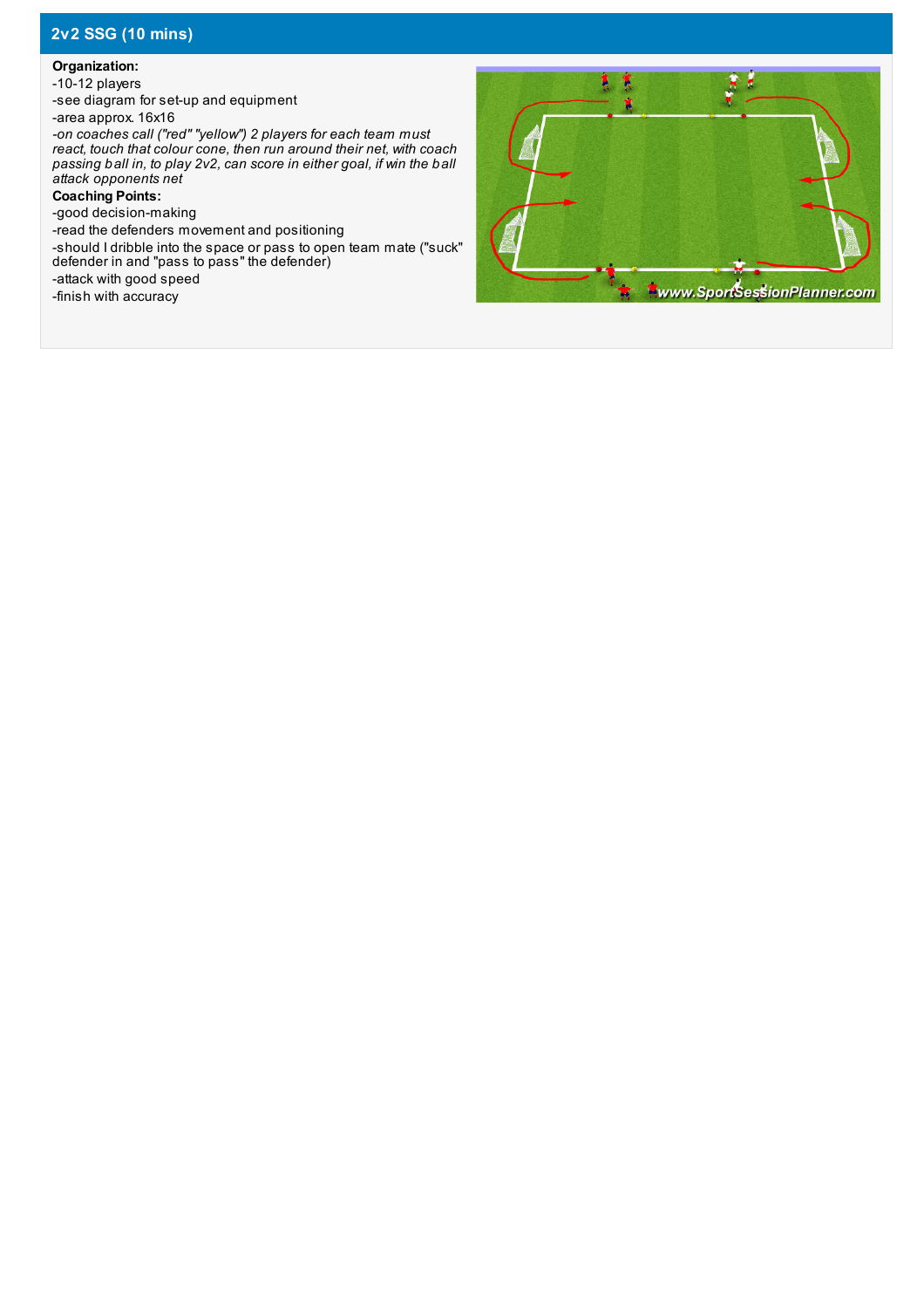## 2v2 SSG (10 mins)

**Organization:**

-10-12 players

-see diagram for set-up and equipment

-area approx. 16x16

*-on coaches call ("red" "yellow") 2 players for each team must react, touch that colour cone, then run around their net, with coach passing ball in, to play 2v2, can score in either goal, if win the ball attack opponents net*

**Coaching Points:**

-good decision-making

-read the defenders movement and positioning

-should I dribble into the space or pass to open team mate ("suck" defender in and "pass to pass" the defender)

-attack with good speed

-finish with accuracy